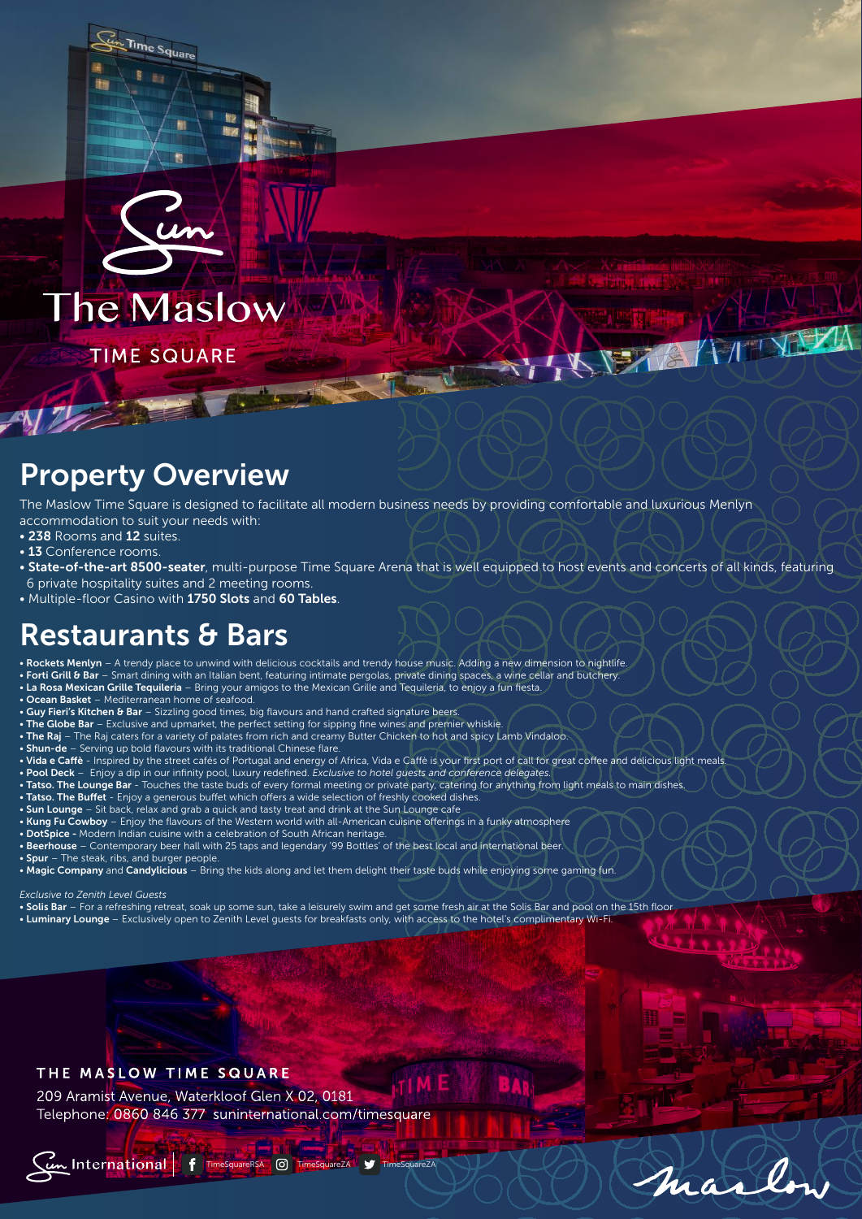# The Maslow

TIME SQUARE

## Property Overview

The Maslow Time Square is designed to facilitate all modern business needs by providing comfortable and luxurious Menlyn accommodation to suit your needs with:

- **238** Rooms and **12** suites.
- **13** Conference rooms.
- **State-of-the-art 8500-seater**, multi-purpose Time Square Arena that is well equipped to host events and concerts of all kinds, featuring 6 private hospitality suites and 2 meeting rooms.
- Multiple-floor Casino with **1750 Slots** and **60 Tables**.

## Restaurants & Bars

- **Rockets Menlyn** – A trendy place to unwind with delicious cocktails and trendy house music. Adding a new dimension to nightlife.
- **Forti Grill & Bar** – Smart dining with an Italian bent, featuring intimate pergolas, private dining spaces, a wine cellar and butchery.
- **La Rosa Mexican Grille Tequileria** – Bring your amigos to the Mexican Grille and Tequileria, to enjoy a fun fiesta.
- **Ocean Basket** – Mediterranean home of seafood.
- **Guy Fieri's Kitchen & Bar** – Sizzling good times, big flavours and hand crafted signature beers.
- **The Globe Bar** – Exclusive and upmarket, the perfect setting for sipping fine wines and premier whiskie.
- **The Raj** – The Raj caters for a variety of palates from rich and creamy Butter Chicken to hot and spicy Lamb Vindaloo.
- **Shun-de** – Serving up bold flavours with its traditional Chinese flare.
- **Vida e Caffè** - Inspired by the street cafés of Portugal and energy of Africa, Vida e Caffè is your first port of call for great coffee and delicious light meals.
- **Pool Deck** – Enjoy a dip in our infinity pool, luxury redefined. *Exclusive to hotel guests and conference delegates.*
- **Tatso. The Lounge Bar** - Touches the taste buds of every formal meeting or private party, catering for anything from light meals to main dishes.
- **Tatso. The Buffet** - Enjoy a generous buffet which offers a wide selection of freshly cooked dishes.
- **Sun Lounge** – Sit back, relax and grab a quick and tasty treat and drink at the Sun Lounge cafe
- **Kung Fu Cowboy** – Enjoy the flavours of the Western world with all-American cuisine offerings in a funky atmosphere
- **DotSpice** - Modern Indian cuisine with a celebration of South African heritage.
- **Beerhouse** – Contemporary beer hall with 25 taps and legendary '99 Bottles' of the best local and international beer.
- **Spur** – The steak, ribs, and burger people.
- **Magic Company** and **Candylicious** – Bring the kids along and let them delight their taste buds while enjoying some gaming fun.

*Exclusive to Zenith Level Guests*

- **Solis Bar** – For a refreshing retreat, soak up some sun, take a leisurely swim and get some fresh air at the Solis Bar and pool on the 15th floor
- **Luminary Lounge** – Exclusively open to Zenith Level guests for breakfasts only, with access to the hotel's complimentary Wi-Fi.

**THE MASLOW TIME SQUARE**

209 Aramist Avenue, Waterkloof Glen X 02, 0181

Telephone: 0860 846 377 suninternational.com/timesquare

Sun International | TimeSquareRSA | TimeSquareZA | TimeSquareZA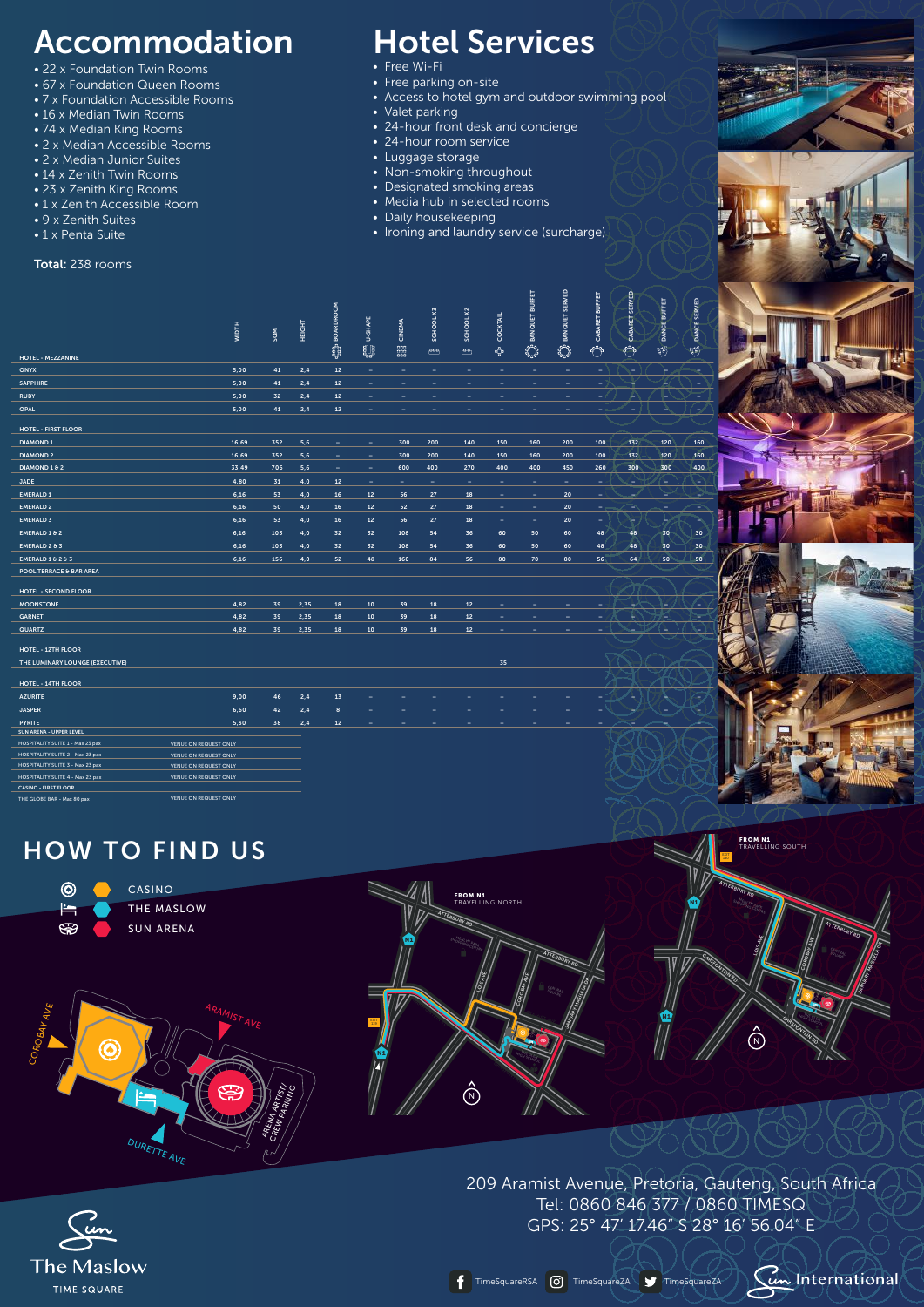# Accommodation

- 22 x Foundation Twin Rooms
- 67 x Foundation Queen Rooms
- 7 x Foundation Accessible Rooms
- 16 x Median Twin Rooms
- 74 x Median King Rooms
- 2 x Median Accessible Rooms
- 2 x Median Junior Suites
- 14 x Zenith Twin Rooms
- 23 x Zenith King Rooms
- 1 x Zenith Accessible Room
- 9 x Zenith Suites
- 1 x Penta Suite

**Total:** 238 rooms

# Hotel Services

- Free Wi-Fi
- Free parking on-site
- Access to hotel gym and outdoor swimming pool
- Valet parking
- 24-hour front desk and concierge
- 24-hour room service
- Luggage storage
- Non-smoking throughout
- Designated smoking areas
- Media hub in selected rooms
- Daily housekeeping
- Ironing and laundry service (surcharge)

| | WIDTH | SQM | HEIGHT | BOARDROOM | U-SHAPE | CINEMA | SCHOOL X3 | SCHOOL X2 | COCKTAIL | BANQUET BUFFET | BANQUET SERVED | CABARET BUFFET | CABARET SERVED | DANCE BUFFET | DANCE SERVED |
|---|---|---|---|---|---|---|---|---|---|---|---|---|---|---|---|
| **HOTEL - MEZZANINE** | | | | | | | | | | | | | | | |
| ONYX | 5,00 | 41 | 2,4 | 12 | – | – | – | – | – | – | – | – | – | – | – |
| SAPPHIRE | 5,00 | 41 | 2,4 | 12 | – | – | – | – | – | – | – | – | – | – | – |
| RUBY | 5,00 | 32 | 2,4 | 12 | – | – | – | – | – | – | – | – | – | – | – |
| OPAL | 5,00 | 41 | 2,4 | 12 | – | – | – | – | – | – | – | – | – | – | – |
| **HOTEL - FIRST FLOOR** | | | | | | | | | | | | | | | |
| DIAMOND 1 | 16,69 | 352 | 5,6 | – | – | 300 | 200 | 140 | 150 | 160 | 200 | 100 | 132 | 120 | 160 |
| DIAMOND 2 | 16,69 | 352 | 5,6 | – | – | 300 | 200 | 140 | 150 | 160 | 200 | 100 | 132 | 120 | 160 |
| DIAMOND 1 & 2 | 33,49 | 706 | 5,6 | – | – | 600 | 400 | 270 | 400 | 400 | 450 | 260 | 300 | 300 | 400 |
| JADE | 4,80 | 31 | 4,0 | 12 | – | – | – | – | – | – | – | – | – | – | – |
| EMERALD 1 | 6,16 | 53 | 4,0 | 16 | 12 | 56 | 27 | 18 | – | – | 20 | – | – | – | – |
| EMERALD 2 | 6,16 | 50 | 4,0 | 16 | 12 | 52 | 27 | 18 | – | – | 20 | – | – | – | – |
| EMERALD 3 | 6,16 | 53 | 4,0 | 16 | 12 | 56 | 27 | 18 | – | – | 20 | – | – | – | – |
| EMERALD 1 & 2 | 6,16 | 103 | 4,0 | 32 | 32 | 108 | 54 | 36 | 60 | 50 | 60 | 48 | 48 | 30 | 30 |
| EMERALD 2 & 3 | 6,16 | 103 | 4,0 | 32 | 32 | 108 | 54 | 36 | 60 | 50 | 60 | 48 | 48 | 30 | 30 |
| EMERALD 1 & 2 & 3 | 6,16 | 156 | 4,0 | 52 | 48 | 160 | 84 | 56 | 80 | 70 | 80 | 56 | 64 | 50 | 50 |
| POOL TERRACE & BAR AREA | | | | | | | | | | | | | | | |
| **HOTEL - SECOND FLOOR** | | | | | | | | | | | | | | | |
| MOONSTONE | 4,82 | 39 | 2,35 | 18 | 10 | 39 | 18 | 12 | – | – | – | – | – | – | – |
| GARNET | 4,82 | 39 | 2,35 | 18 | 10 | 39 | 18 | 12 | – | – | – | – | – | – | – |
| QUARTZ | 4,82 | 39 | 2,35 | 18 | 10 | 39 | 18 | 12 | – | – | – | – | – | – | – |
| **HOTEL - 12TH FLOOR** | | | | | | | | | | | | | | | |
| THE LUMINARY LOUNGE (EXECUTIVE) | | | | | | | | | 35 | | | | | | |
| **HOTEL - 14TH FLOOR** | | | | | | | | | | | | | | | |
| AZURITE | 9,00 | 46 | 2,4 | 13 | – | – | – | – | – | – | – | – | – | – | – |
| JASPER | 6,60 | 42 | 2,4 | 8 | – | – | – | – | – | – | – | – | – | – | – |
| PYRITE | 5,30 | 38 | 2,4 | 12 | – | – | – | – | – | – | – | – | – | – | – |
| **SUN ARENA - UPPER LEVEL** | | | | | | | | | | | | | | | |
| HOSPITALITY SUITE 1 - Max 23 pax | VENUE ON REQUEST ONLY | | | | | | | | | | | | | | |
| HOSPITALITY SUITE 2 - Max 23 pax | VENUE ON REQUEST ONLY | | | | | | | | | | | | | | |
| HOSPITALITY SUITE 3 - Max 23 pax | VENUE ON REQUEST ONLY | | | | | | | | | | | | | | |
| HOSPITALITY SUITE 4 - Max 23 pax | VENUE ON REQUEST ONLY | | | | | | | | | | | | | | |
| **CASINO - FIRST FLOOR** | | | | | | | | | | | | | | | |
| THE GLOBE BAR - Max 80 pax | VENUE ON REQUEST ONLY | | | | | | | | | | | | | | |

# HOW TO FIND US

- CASINO
- THE MASLOW
- SUN ARENA

COROBAY AVE
ARAMIST AVE
DURETTE AVE
ARENA ARTIST/CREW PARKING

FROM N1
TRAVELLING NORTH

FROM N1
TRAVELLING SOUTH

209 Aramist Avenue, Pretoria, Gauteng, South Africa
Tel: 0860 846 377 / 0860 TIMESQ
GPS: 25° 47' 17.46" S 28° 16' 56.04" E

The Maslow
TIME SQUARE

TimeSquareRSA | TimeSquareZA | TimeSquareZA

Sun International